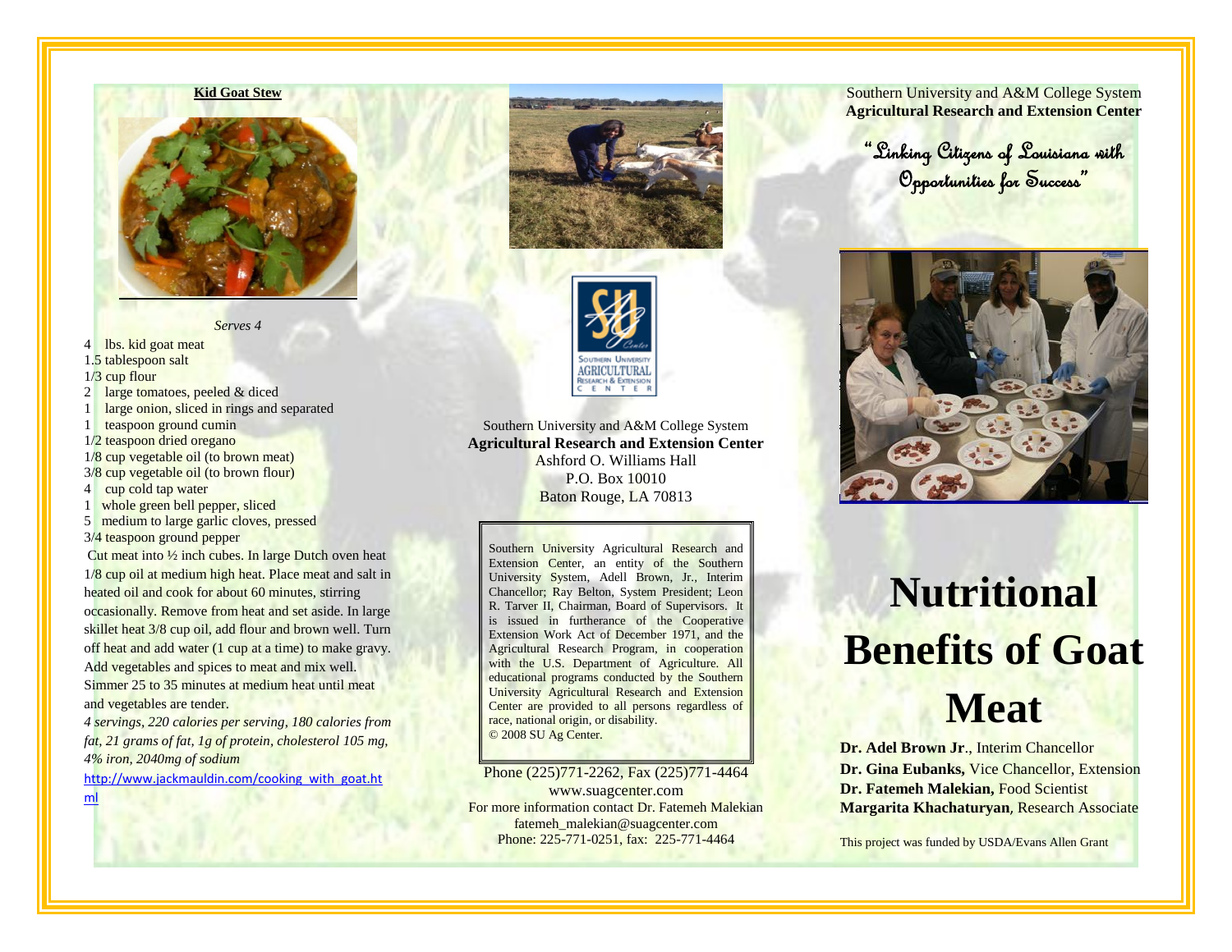**Kid Goat Stew**

*Serves 4*

4 lbs. kid goat meat
1.5 tablespoon salt
1/3 cup flour
2 large tomatoes, peeled & diced
1 large onion, sliced in rings and separated
1 teaspoon ground cumin
1/2 teaspoon dried oregano
1/8 cup vegetable oil (to brown meat)
3/8 cup vegetable oil (to brown flour)
4 cup cold tap water
1 whole green bell pepper, sliced
5 medium to large garlic cloves, pressed
3/4 teaspoon ground pepper

Cut meat into ½ inch cubes. In large Dutch oven heat 1/8 cup oil at medium high heat. Place meat and salt in heated oil and cook for about 60 minutes, stirring occasionally. Remove from heat and set aside. In large skillet heat 3/8 cup oil, add flour and brown well. Turn off heat and add water (1 cup at a time) to make gravy. Add vegetables and spices to meat and mix well. Simmer 25 to 35 minutes at medium heat until meat and vegetables are tender.

*4 servings, 220 calories per serving, 180 calories from fat, 21 grams of fat, 1g of protein, cholesterol 105 mg, 4% iron, 2040mg of sodium*

http://www.jackmauldin.com/cooking_with_goat.html

Southern University and A&M College System
**Agricultural Research and Extension Center**
Ashford O. Williams Hall
P.O. Box 10010
Baton Rouge, LA 70813

Southern University Agricultural Research and Extension Center, an entity of the Southern University System, Adell Brown, Jr., Interim Chancellor; Ray Belton, System President; Leon R. Tarver II, Chairman, Board of Supervisors. It is issued in furtherance of the Cooperative Extension Work Act of December 1971, and the Agricultural Research Program, in cooperation with the U.S. Department of Agriculture. All educational programs conducted by the Southern University Agricultural Research and Extension Center are provided to all persons regardless of race, national origin, or disability.
© 2008 SU Ag Center.

Phone (225)771-2262, Fax (225)771-4464
www.suagcenter.com
For more information contact Dr. Fatemeh Malekian
fatemeh_malekian@suagcenter.com
Phone: 225-771-0251, fax: 225-771-4464

Southern University and A&M College System
**Agricultural Research and Extension Center**

"Linking Citizens of Louisiana with Opportunities for Success"

# Nutritional Benefits of Goat Meat

**Dr. Adel Brown Jr**., Interim Chancellor
**Dr. Gina Eubanks,** Vice Chancellor, Extension
**Dr. Fatemeh Malekian,** Food Scientist
**Margarita Khachaturyan**, Research Associate

This project was funded by USDA/Evans Allen Grant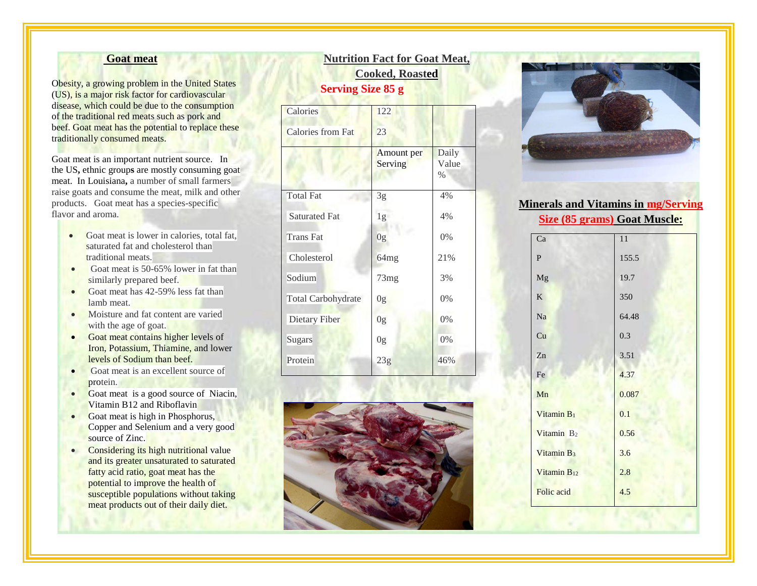## Goat meat

Obesity, a growing problem in the United States (US), is a major risk factor for cardiovascular disease, which could be due to the consumption of the traditional red meats such as pork and beef. Goat meat has the potential to replace these traditionally consumed meats.

Goat meat is an important nutrient source. In the US, ethnic groups are mostly consuming goat meat. In Louisiana, a number of small farmers raise goats and consume the meat, milk and other products. Goat meat has a species-specific flavor and aroma.

- Goat meat is lower in calories, total fat, saturated fat and cholesterol than traditional meats.
- Goat meat is 50-65% lower in fat than similarly prepared beef.
- Goat meat has 42-59% less fat than lamb meat.
- Moisture and fat content are varied with the age of goat.
- Goat meat contains higher levels of Iron, Potassium, Thiamine, and lower levels of Sodium than beef.
- Goat meat is an excellent source of protein.
- Goat meat is a good source of Niacin, Vitamin B12 and Riboflavin
- Goat meat is high in Phosphorus, Copper and Selenium and a very good source of Zinc.
- Considering its high nutritional value and its greater unsaturated to saturated fatty acid ratio, goat meat has the potential to improve the health of susceptible populations without taking meat products out of their daily diet.

## Nutrition Fact for Goat Meat, Cooked, Roasted

**Serving Size 85 g**

| | | |
|---|---|---|
| Calories | 122 | |
| Calories from Fat | 23 | |
| | Amount per Serving | Daily Value % |
| Total Fat | 3g | 4% |
| Saturated Fat | 1g | 4% |
| Trans Fat | 0g | 0% |
| Cholesterol | 64mg | 21% |
| Sodium | 73mg | 3% |
| Total Carbohydrate | 0g | 0% |
| Dietary Fiber | 0g | 0% |
| Sugars | 0g | 0% |
| Protein | 23g | 46% |

## Minerals and Vitamins in mg/Serving Size (85 grams) Goat Muscle:

| | |
|---|---|
| Ca | 11 |
| P | 155.5 |
| Mg | 19.7 |
| K | 350 |
| Na | 64.48 |
| Cu | 0.3 |
| Zn | 3.51 |
| Fe | 4.37 |
| Mn | 0.087 |
| Vitamin $B_1$ | 0.1 |
| Vitamin $B_2$ | 0.56 |
| Vitamin $B_3$ | 3.6 |
| Vitamin $B_{12}$ | 2.8 |
| Folic acid | 4.5 |